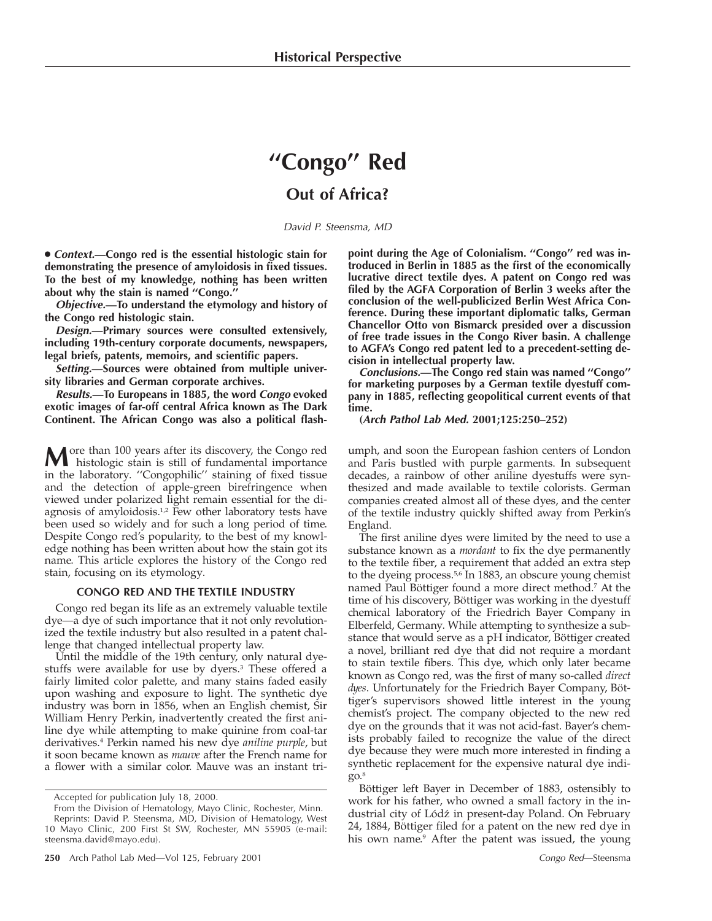# "Congo" Red

## Out of Africa?

*David P. Steensma, MD*

• ***Context.***—**Congo red is the essential histologic stain for demonstrating the presence of amyloidosis in fixed tissues. To the best of my knowledge, nothing has been written about why the stain is named "Congo."**

***Objective.***—**To understand the etymology and history of the Congo red histologic stain.**

***Design.***—**Primary sources were consulted extensively, including 19th-century corporate documents, newspapers, legal briefs, patents, memoirs, and scientific papers.**

***Setting.***—**Sources were obtained from multiple university libraries and German corporate archives.**

***Results.***—**To Europeans in 1885, the word *Congo* evoked exotic images of far-off central Africa known as The Dark Continent. The African Congo was also a political flashpoint during the Age of Colonialism. "Congo" red was introduced in Berlin in 1885 as the first of the economically lucrative direct textile dyes. A patent on Congo red was filed by the AGFA Corporation of Berlin 3 weeks after the conclusion of the well-publicized Berlin West Africa Conference. During these important diplomatic talks, German Chancellor Otto von Bismarck presided over a discussion of free trade issues in the Congo River basin. A challenge to AGFA's Congo red patent led to a precedent-setting decision in intellectual property law.**

***Conclusions.***—**The Congo red stain was named "Congo" for marketing purposes by a German textile dyestuff company in 1885, reflecting geopolitical current events of that time.**

**(*Arch Pathol Lab Med.* 2001;125:250–252)**

More than 100 years after its discovery, the Congo red histologic stain is still of fundamental importance in the laboratory. "Congophilic" staining of fixed tissue and the detection of apple-green birefringence when viewed under polarized light remain essential for the diagnosis of amyloidosis.[1,2] Few other laboratory tests have been used so widely and for such a long period of time. Despite Congo red's popularity, to the best of my knowledge nothing has been written about how the stain got its name. This article explores the history of the Congo red stain, focusing on its etymology.

### CONGO RED AND THE TEXTILE INDUSTRY

Congo red began its life as an extremely valuable textile dye—a dye of such importance that it not only revolutionized the textile industry but also resulted in a patent challenge that changed intellectual property law.

Until the middle of the 19th century, only natural dyestuffs were available for use by dyers.[3] These offered a fairly limited color palette, and many stains faded easily upon washing and exposure to light. The synthetic dye industry was born in 1856, when an English chemist, Sir William Henry Perkin, inadvertently created the first aniline dye while attempting to make quinine from coal-tar derivatives.[4] Perkin named his new dye *aniline purple*, but it soon became known as *mauve* after the French name for a flower with a similar color. Mauve was an instant triumph, and soon the European fashion centers of London and Paris bustled with purple garments. In subsequent decades, a rainbow of other aniline dyestuffs were synthesized and made available to textile colorists. German companies created almost all of these dyes, and the center of the textile industry quickly shifted away from Perkin's England.

The first aniline dyes were limited by the need to use a substance known as a *mordant* to fix the dye permanently to the textile fiber, a requirement that added an extra step to the dyeing process.[5,6] In 1883, an obscure young chemist named Paul Böttiger found a more direct method.[7] At the time of his discovery, Böttiger was working in the dyestuff chemical laboratory of the Friedrich Bayer Company in Elberfeld, Germany. While attempting to synthesize a substance that would serve as a pH indicator, Böttiger created a novel, brilliant red dye that did not require a mordant to stain textile fibers. This dye, which only later became known as Congo red, was the first of many so-called *direct dyes*. Unfortunately for the Friedrich Bayer Company, Böttiger's supervisors showed little interest in the young chemist's project. The company objected to the new red dye on the grounds that it was not acid-fast. Bayer's chemists probably failed to recognize the value of the direct dye because they were much more interested in finding a synthetic replacement for the expensive natural dye indigo.[8]

Böttiger left Bayer in December of 1883, ostensibly to work for his father, who owned a small factory in the industrial city of Lódź in present-day Poland. On February 24, 1884, Böttiger filed for a patent on the new red dye in his own name.[9] After the patent was issued, the young

Accepted for publication July 18, 2000.

From the Division of Hematology, Mayo Clinic, Rochester, Minn.

Reprints: David P. Steensma, MD, Division of Hematology, West 10 Mayo Clinic, 200 First St SW, Rochester, MN 55905 (e-mail: steensma.david@mayo.edu).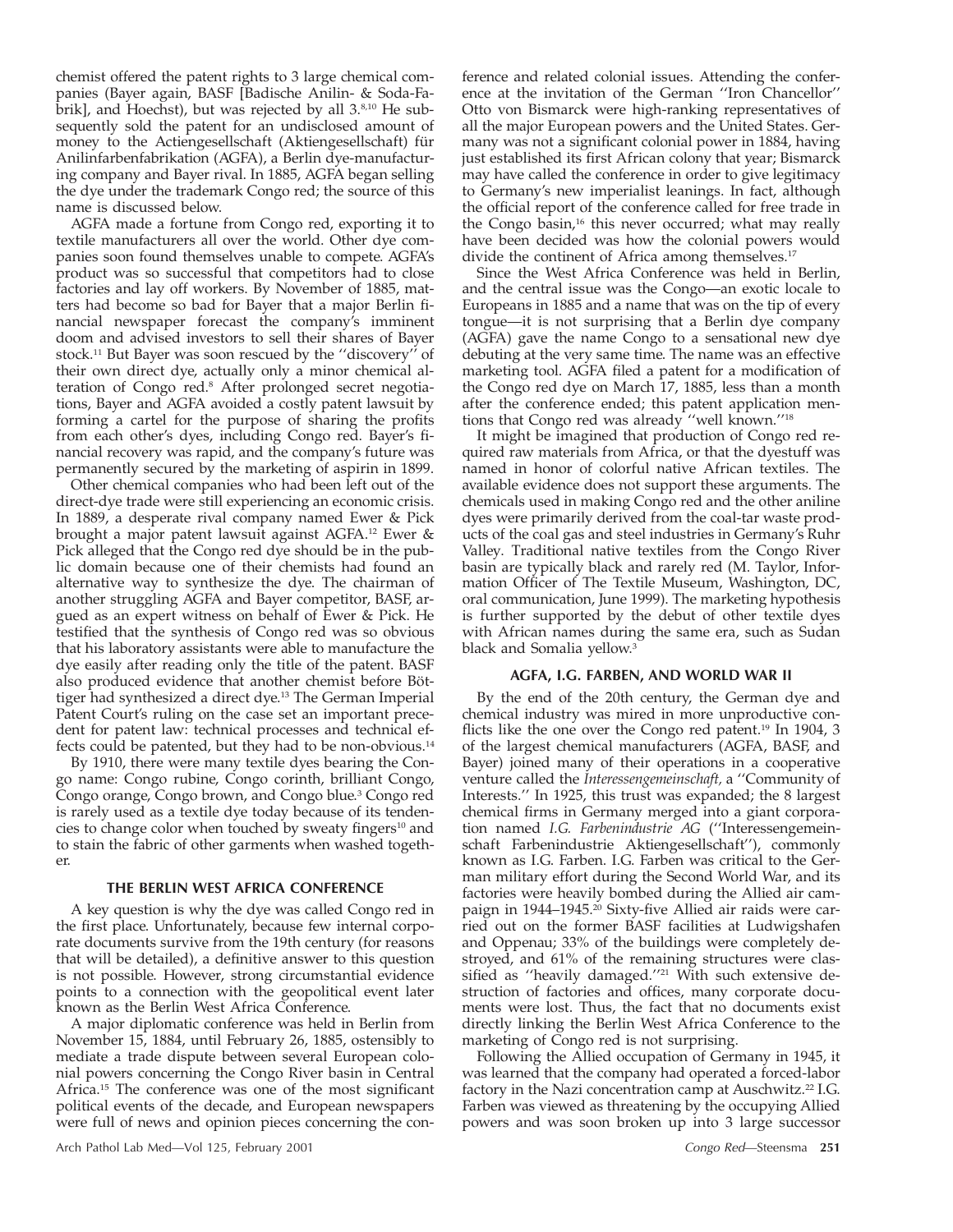chemist offered the patent rights to 3 large chemical companies (Bayer again, BASF [Badische Anilin- & Soda-Fabrik], and Hoechst), but was rejected by all 3.[8,10] He subsequently sold the patent for an undisclosed amount of money to the Actiengesellschaft (Aktiengesellschaft) für Anilinfarbenfabrikation (AGFA), a Berlin dye-manufacturing company and Bayer rival. In 1885, AGFA began selling the dye under the trademark Congo red; the source of this name is discussed below.

AGFA made a fortune from Congo red, exporting it to textile manufacturers all over the world. Other dye companies soon found themselves unable to compete. AGFA's product was so successful that competitors had to close factories and lay off workers. By November of 1885, matters had become so bad for Bayer that a major Berlin financial newspaper forecast the company's imminent doom and advised investors to sell their shares of Bayer stock.[11] But Bayer was soon rescued by the "discovery" of their own direct dye, actually only a minor chemical alteration of Congo red.[8] After prolonged secret negotiations, Bayer and AGFA avoided a costly patent lawsuit by forming a cartel for the purpose of sharing the profits from each other's dyes, including Congo red. Bayer's financial recovery was rapid, and the company's future was permanently secured by the marketing of aspirin in 1899.

Other chemical companies who had been left out of the direct-dye trade were still experiencing an economic crisis. In 1889, a desperate rival company named Ewer & Pick brought a major patent lawsuit against AGFA.[12] Ewer & Pick alleged that the Congo red dye should be in the public domain because one of their chemists had found an alternative way to synthesize the dye. The chairman of another struggling AGFA and Bayer competitor, BASF, argued as an expert witness on behalf of Ewer & Pick. He testified that the synthesis of Congo red was so obvious that his laboratory assistants were able to manufacture the dye easily after reading only the title of the patent. BASF also produced evidence that another chemist before Böttiger had synthesized a direct dye.[13] The German Imperial Patent Court's ruling on the case set an important precedent for patent law: technical processes and technical effects could be patented, but they had to be non-obvious.[14]

By 1910, there were many textile dyes bearing the Congo name: Congo rubine, Congo corinth, brilliant Congo, Congo orange, Congo brown, and Congo blue.[3] Congo red is rarely used as a textile dye today because of its tendencies to change color when touched by sweaty fingers[10] and to stain the fabric of other garments when washed together.

## THE BERLIN WEST AFRICA CONFERENCE

A key question is why the dye was called Congo red in the first place. Unfortunately, because few internal corporate documents survive from the 19th century (for reasons that will be detailed), a definitive answer to this question is not possible. However, strong circumstantial evidence points to a connection with the geopolitical event later known as the Berlin West Africa Conference.

A major diplomatic conference was held in Berlin from November 15, 1884, until February 26, 1885, ostensibly to mediate a trade dispute between several European colonial powers concerning the Congo River basin in Central Africa.[15] The conference was one of the most significant political events of the decade, and European newspapers were full of news and opinion pieces concerning the conference and related colonial issues. Attending the conference at the invitation of the German "Iron Chancellor" Otto von Bismarck were high-ranking representatives of all the major European powers and the United States. Germany was not a significant colonial power in 1884, having just established its first African colony that year; Bismarck may have called the conference in order to give legitimacy to Germany's new imperialist leanings. In fact, although the official report of the conference called for free trade in the Congo basin,[16] this never occurred; what may really have been decided was how the colonial powers would divide the continent of Africa among themselves.[17]

Since the West Africa Conference was held in Berlin, and the central issue was the Congo—an exotic locale to Europeans in 1885 and a name that was on the tip of every tongue—it is not surprising that a Berlin dye company (AGFA) gave the name Congo to a sensational new dye debuting at the very same time. The name was an effective marketing tool. AGFA filed a patent for a modification of the Congo red dye on March 17, 1885, less than a month after the conference ended; this patent application mentions that Congo red was already "well known."[18]

It might be imagined that production of Congo red required raw materials from Africa, or that the dyestuff was named in honor of colorful native African textiles. The available evidence does not support these arguments. The chemicals used in making Congo red and the other aniline dyes were primarily derived from the coal-tar waste products of the coal gas and steel industries in Germany's Ruhr Valley. Traditional native textiles from the Congo River basin are typically black and rarely red (M. Taylor, Information Officer of The Textile Museum, Washington, DC, oral communication, June 1999). The marketing hypothesis is further supported by the debut of other textile dyes with African names during the same era, such as Sudan black and Somalia yellow.[3]

## AGFA, I.G. FARBEN, AND WORLD WAR II

By the end of the 20th century, the German dye and chemical industry was mired in more unproductive conflicts like the one over the Congo red patent.[19] In 1904, 3 of the largest chemical manufacturers (AGFA, BASF, and Bayer) joined many of their operations in a cooperative venture called the *Interessengemeinschaft,* a "Community of Interests." In 1925, this trust was expanded; the 8 largest chemical firms in Germany merged into a giant corporation named *I.G. Farbenindustrie AG* ("Interessengemeinschaft Farbenindustrie Aktiengesellschaft"), commonly known as I.G. Farben. I.G. Farben was critical to the German military effort during the Second World War, and its factories were heavily bombed during the Allied air campaign in 1944–1945.[20] Sixty-five Allied air raids were carried out on the former BASF facilities at Ludwigshafen and Oppenau; 33% of the buildings were completely destroyed, and 61% of the remaining structures were classified as "heavily damaged."[21] With such extensive destruction of factories and offices, many corporate documents were lost. Thus, the fact that no documents exist directly linking the Berlin West Africa Conference to the marketing of Congo red is not surprising.

Following the Allied occupation of Germany in 1945, it was learned that the company had operated a forced-labor factory in the Nazi concentration camp at Auschwitz.[22] I.G. Farben was viewed as threatening by the occupying Allied powers and was soon broken up into 3 large successor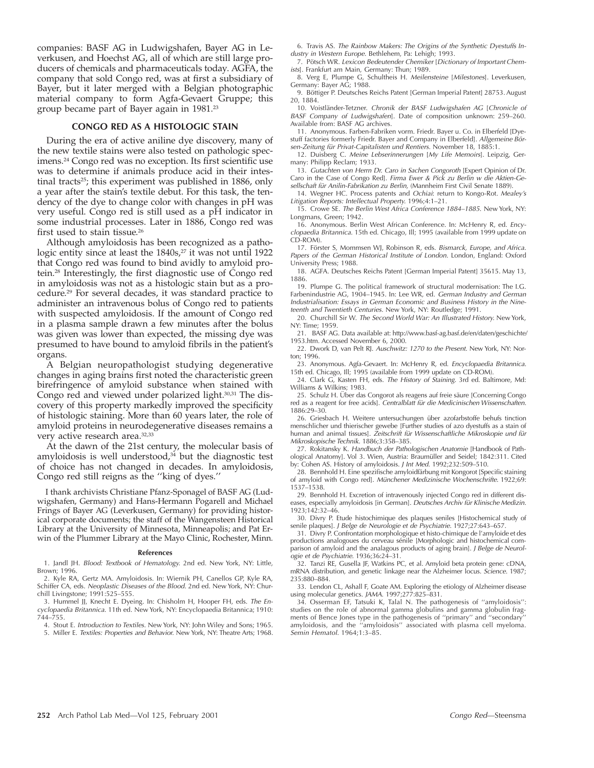companies: BASF AG in Ludwigshafen, Bayer AG in Leverkusen, and Hoechst AG, all of which are still large producers of chemicals and pharmaceuticals today. AGFA, the company that sold Congo red, was at first a subsidiary of Bayer, but it later merged with a Belgian photographic material company to form Agfa-Gevaert Gruppe; this group became part of Bayer again in 1981.[23]

## CONGO RED AS A HISTOLOGIC STAIN

During the era of active aniline dye discovery, many of the new textile stains were also tested on pathologic specimens.[24] Congo red was no exception. Its first scientific use was to determine if animals produce acid in their intestinal tracts[25]; this experiment was published in 1886, only a year after the stain's textile debut. For this task, the tendency of the dye to change color with changes in pH was very useful. Congo red is still used as a pH indicator in some industrial processes. Later in 1886, Congo red was first used to stain tissue.[26]

Although amyloidosis has been recognized as a pathologic entity since at least the 1840s,[27] it was not until 1922 that Congo red was found to bind avidly to amyloid protein.[28] Interestingly, the first diagnostic use of Congo red in amyloidosis was not as a histologic stain but as a procedure.[29] For several decades, it was standard practice to administer an intravenous bolus of Congo red to patients with suspected amyloidosis. If the amount of Congo red in a plasma sample drawn a few minutes after the bolus was given was lower than expected, the missing dye was presumed to have bound to amyloid fibrils in the patient's organs.

A Belgian neuropathologist studying degenerative changes in aging brains first noted the characteristic green birefringence of amyloid substance when stained with Congo red and viewed under polarized light.[30,31] The discovery of this property markedly improved the specificity of histologic staining. More than 60 years later, the role of amyloid proteins in neurodegenerative diseases remains a very active research area.[32,33]

At the dawn of the 21st century, the molecular basis of amyloidosis is well understood,[34] but the diagnostic test of choice has not changed in decades. In amyloidosis, Congo red still reigns as the ''king of dyes.''

I thank archivists Christiane Pfanz-Sponagel of BASF AG (Ludwigshafen, Germany) and Hans-Hermann Pogarell and Michael Frings of Bayer AG (Leverkusen, Germany) for providing historical corporate documents; the staff of the Wangensteen Historical Library at the University of Minnesota, Minneapolis; and Pat Erwin of the Plummer Library at the Mayo Clinic, Rochester, Minn.

### References

1. Jandl JH. *Blood: Textbook of Hematology*. 2nd ed. New York, NY: Little, Brown; 1996.
2. Kyle RA, Gertz MA. Amyloidosis. In: Wiernik PH, Canellos GP, Kyle RA, Schiffer CA, eds. *Neoplastic Diseases of the Blood*. 2nd ed. New York, NY: Churchill Livingstone; 1991:525–555.
3. Hummel JJ, Knecht E. Dyeing. In: Chisholm H, Hooper FH, eds. *The Encyclopaedia Britannica*. 11th ed. New York, NY: Encyclopaedia Britannica; 1910: 744–755.
4. Stout E. *Introduction to Textiles*. New York, NY: John Wiley and Sons; 1965.
5. Miller E. *Textiles: Properties and Behavior*. New York, NY: Theatre Arts; 1968.
6. Travis AS. *The Rainbow Makers: The Origins of the Synthetic Dyestuffs Industry in Western Europe*. Bethlehem, Pa: Lehigh; 1993.
7. Pötsch WR. *Lexicon Bedeutender Chemiker* [*Dictionary of Important Chemists*]. Frankfurt am Main, Germany: Thun; 1989.
8. Verg E, Plumpe G, Schultheis H. *Meilensteine* [*Milestones*]. Leverkusen, Germany: Bayer AG; 1988.
9. Böttiger P. Deutsches Reichs Patent [German Imperial Patent] 28753. August 20, 1884.
10. Voistländer-Tetzner. *Chronik der BASF Ludwigshafen AG* [*Chronicle of BASF Company of Ludwigshafen*]. Date of composition unknown: 259–260. Available from: BASF AG archives.
11. Anonymous. Farben-Fabriken vorm. Friedr. Bayer u. Co. in Elberfeld [Dyestuff factories formerly Friedr. Bayer and Company in Elberfeld]. *Allgemeine Börsen-Zeitung für Privat-Capitalisten und Rentiers*. November 18, 1885:1.
12. Duisberg C. *Meine Lebserinnerungen* [*My Life Memoirs*]. Leipzig, Germany: Philipp Reclam; 1933.
13. *Gutachten von Herrn Dr. Caro in Sachen Congoroth* [Expert Opinion of Dr. Caro in the Case of Congo Red]. *Firma Ewer & Pick zu Berlin w die Aktien-Gesellschaft für Anilin-Fabrikation zu Berlin*, (Mannheim First Civil Senate 1889).
14. Wegner HC. Process patents and *Ochiai*: return to Kongo-Rot. *Mealey's Litigation Reports: Intellectual Property*. 1996;4:1–21.
15. Crowe SE. *The Berlin West Africa Conference 1884–1885*. New York, NY: Longmans, Green; 1942.
16. Anonymous. Berlin West African Conference. In: McHenry R, ed. *Encyclopaedia Britannica*. 15th ed. Chicago, Ill; 1995 (available from 1999 update on CD-ROM).
17. Förster S, Mommsen WJ, Robinson R, eds. *Bismarck, Europe, and Africa. Papers of the German Historical Institute of London*. London, England: Oxford University Press; 1988.
18. AGFA. Deutsches Reichs Patent [German Imperial Patent] 35615. May 13, 1886.
19. Plumpe G. The political framework of structural modernisation: The I.G. Farbenindustrie AG, 1904–1945. In: Lee WR, ed. *German Industry and German Industrialisation: Essays in German Economic and Business History in the Nineteenth and Twentieth Centuries*. New York, NY: Routledge; 1991.
20. Churchill Sir W. *The Second World War: An Illustrated History*. New York, NY: Time; 1959.
21. BASF AG. Data available at: http://www.basf-ag.basf.de/en/daten/geschichte/1953.htm. Accessed November 6, 2000.
22. Dwork D, van Pelt RJ. *Auschwitz: 1270 to the Present*. New York, NY: Norton; 1996.
23. Anonymous. Agfa-Gevaert. In: McHenry R, ed. *Encyclopaedia Britannica*. 15th ed. Chicago, Ill; 1995 (available from 1999 update on CD-ROM).
24. Clark G, Kasten FH, eds. *The History of Staining*. 3rd ed. Baltimore, Md: Williams & Wilkins; 1983.
25. Schulz H. Über das Congorot als reagens auf freie säure [Concerning Congo red as a reagent for free acids]. *Centralblatt für die Medicinischen Wissenschaften*. 1886:29–30.
26. Griesbach H. Weitere untersuchungen über azofarbstoffe behufs tinction menschlicher und thierischer gewebe [Further studies of azo dyestuffs as a stain of human and animal tissues]. *Zeitschrift für Wissenschaftliche Mikroskopie und für Mikroskopische Technik*. 1886;3:358–385.
27. Rokitansky K. *Handbuch der Pathologischen Anatomie* [Handbook of Pathological Anatomy]. Vol 3. Wien, Austria: Braumüller and Seidel; 1842:311. Cited by: Cohen AS. History of amyloidosis. *J Int Med*. 1992;232:509–510.
28. Bennhold H. Eine spezifische amyloidfärbung mit Kongorot [Specific staining of amyloid with Congo red]. *Münchener Medizinische Wochenschrifte*. 1922;69: 1537–1538.
29. Bennhold H. Excretion of intravenously injected Congo red in different diseases, especially amyloidosis [in German]. *Deutsches Archiv für Klinische Medizin*. 1923;142:32–46.
30. Divry P. Etude histochimique des plaques seniles [Histochemical study of senile plaques]. *J Belge de Neurologie et de Psychiatrie*. 1927;27:643–657.
31. Divry P. Confrontation morphologique et histo-chimique de l'amyloide et des productions analogoues du cerveau sénile [Morphologic and histochemical comparison of amyloid and the analagous products of aging brain]. *J Belge de Neurologie et de Psychiatrie*. 1936;36:24–31.
32. Tanzi RE, Gusella JF, Watkins PC, et al. Amyloid beta protein gene: cDNA, mRNA distribution, and genetic linkage near the Alzheimer locus. *Science*. 1987; 235:880–884.
33. Lendon CL, Ashall F, Goate AM. Exploring the etiology of Alzheimer disease using molecular genetics. *JAMA*. 1997;277:825–831.
34. Osserman EF, Tatsuki K, Talal N. The pathogenesis of ''amyloidosis'': studies on the role of abnormal gamma globulins and gamma globulin fragments of Bence Jones type in the pathogenesis of ''primary'' and ''secondary'' amyloidosis, and the ''amyloidosis'' associated with plasma cell myeloma. *Semin Hematol*. 1964;1:3–85.